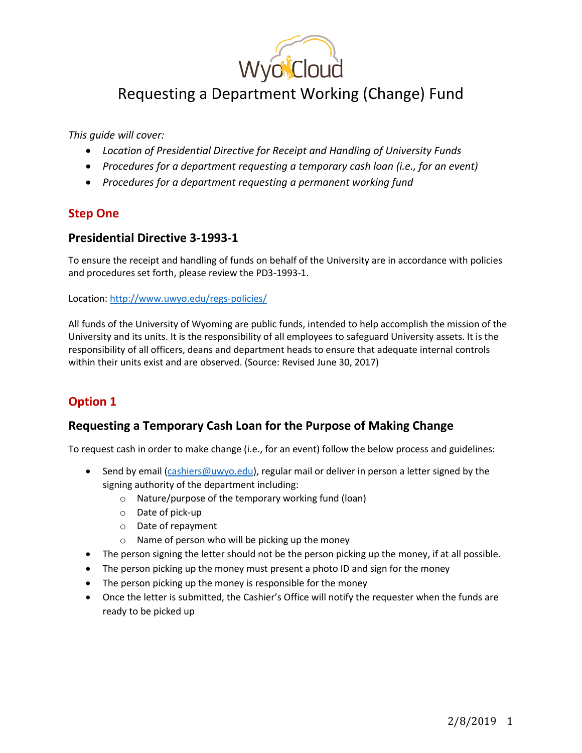# Requesting a Department Working (Change) Fund

*This guide will cover:*

- *Location of Presidential Directive for Receipt and Handling of University Funds*
- *Procedures for a department requesting a temporary cash loan (i.e., for an event)*
- *Procedures for a department requesting a permanent working fund*

## Step One

### Presidential Directive 3-1993-1

To ensure the receipt and handling of funds on behalf of the University are in accordance with policies and procedures set forth, please review the PD3-1993-1.

Location: [http://www.uwyo.edu/regs-policies/](http://www.uwyo.edu/regs-policies/)

All funds of the University of Wyoming are public funds, intended to help accomplish the mission of the University and its units. It is the responsibility of all employees to safeguard University assets. It is the responsibility of all officers, deans and department heads to ensure that adequate internal controls within their units exist and are observed. (Source: Revised June 30, 2017)

## Option 1

### Requesting a Temporary Cash Loan for the Purpose of Making Change

To request cash in order to make change (i.e., for an event) follow the below process and guidelines:

- Send by email ([cashiers@uwyo.edu](mailto:cashiers@uwyo.edu)), regular mail or deliver in person a letter signed by the signing authority of the department including:
  - Nature/purpose of the temporary working fund (loan)
  - Date of pick-up
  - Date of repayment
  - Name of person who will be picking up the money
- The person signing the letter should not be the person picking up the money, if at all possible.
- The person picking up the money must present a photo ID and sign for the money
- The person picking up the money is responsible for the money
- Once the letter is submitted, the Cashier's Office will notify the requester when the funds are ready to be picked up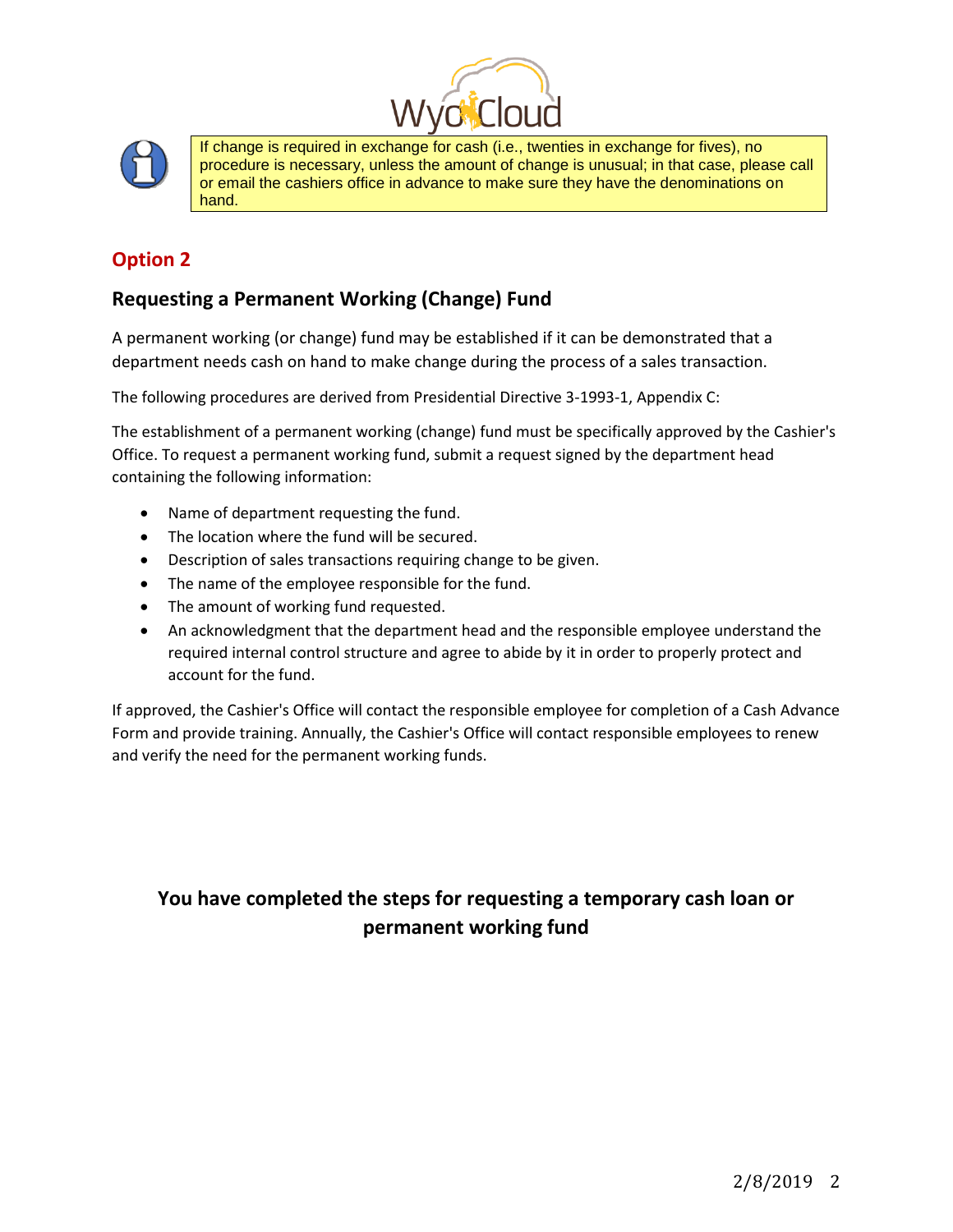If change is required in exchange for cash (i.e., twenties in exchange for fives), no procedure is necessary, unless the amount of change is unusual; in that case, please call or email the cashiers office in advance to make sure they have the denominations on hand.

## Option 2

### Requesting a Permanent Working (Change) Fund

A permanent working (or change) fund may be established if it can be demonstrated that a department needs cash on hand to make change during the process of a sales transaction.

The following procedures are derived from Presidential Directive 3-1993-1, Appendix C:

The establishment of a permanent working (change) fund must be specifically approved by the Cashier's Office. To request a permanent working fund, submit a request signed by the department head containing the following information:

- Name of department requesting the fund.
- The location where the fund will be secured.
- Description of sales transactions requiring change to be given.
- The name of the employee responsible for the fund.
- The amount of working fund requested.
- An acknowledgment that the department head and the responsible employee understand the required internal control structure and agree to abide by it in order to properly protect and account for the fund.

If approved, the Cashier's Office will contact the responsible employee for completion of a Cash Advance Form and provide training. Annually, the Cashier's Office will contact responsible employees to renew and verify the need for the permanent working funds.

**You have completed the steps for requesting a temporary cash loan or permanent working fund**